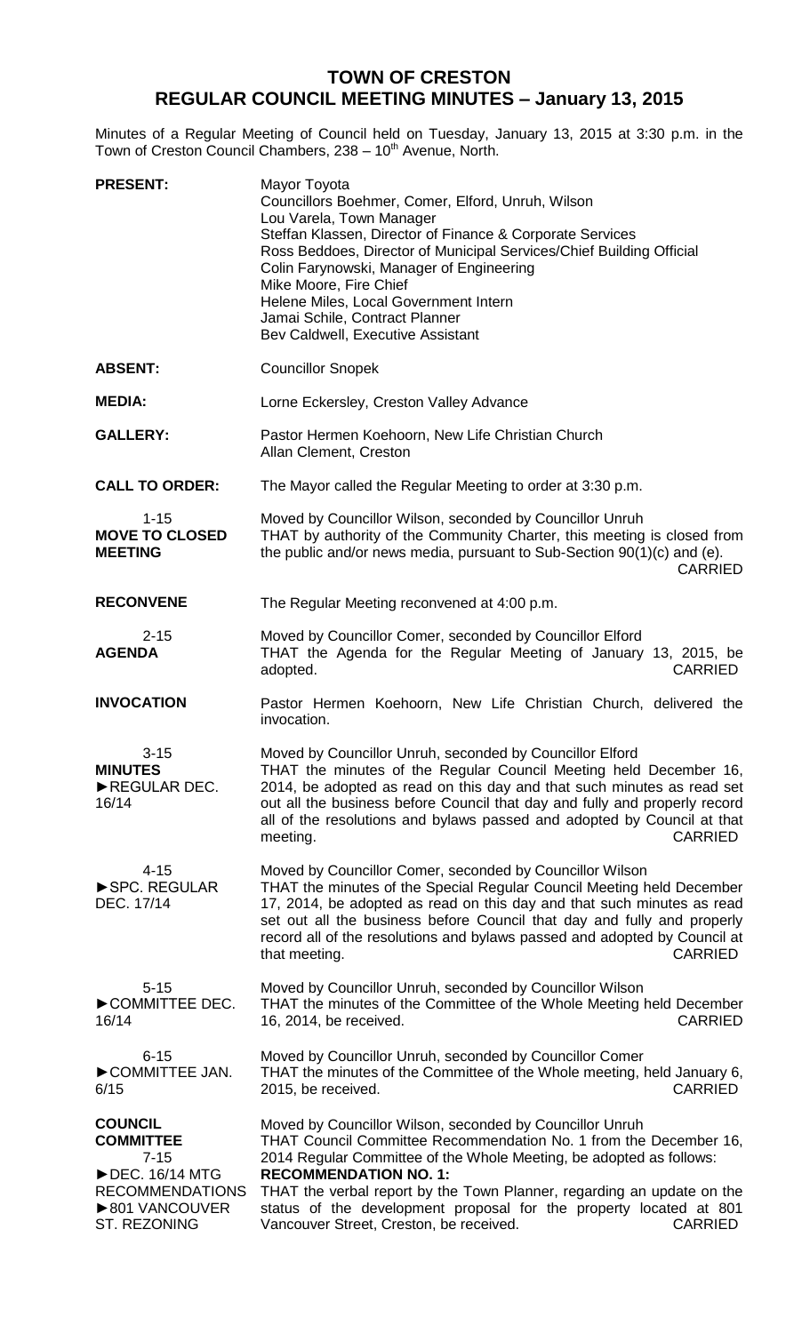# TOWN OF CRESTON
## REGULAR COUNCIL MEETING MINUTES – January 13, 2015

Minutes of a Regular Meeting of Council held on Tuesday, January 13, 2015 at 3:30 p.m. in the Town of Creston Council Chambers, 238 – 10th Avenue, North.

**PRESENT:** Mayor Toyota
Councillors Boehmer, Comer, Elford, Unruh, Wilson
Lou Varela, Town Manager
Steffan Klassen, Director of Finance & Corporate Services
Ross Beddoes, Director of Municipal Services/Chief Building Official
Colin Farynowski, Manager of Engineering
Mike Moore, Fire Chief
Helene Miles, Local Government Intern
Jamai Schile, Contract Planner
Bev Caldwell, Executive Assistant

**ABSENT:** Councillor Snopek

**MEDIA:** Lorne Eckersley, Creston Valley Advance

**GALLERY:** Pastor Hermen Koehoorn, New Life Christian Church
Allan Clement, Creston

**CALL TO ORDER:** The Mayor called the Regular Meeting to order at 3:30 p.m.

1-15
**MOVE TO CLOSED MEETING**

Moved by Councillor Wilson, seconded by Councillor Unruh
THAT by authority of the Community Charter, this meeting is closed from the public and/or news media, pursuant to Sub-Section 90(1)(c) and (e).
CARRIED

**RECONVENE** The Regular Meeting reconvened at 4:00 p.m.

2-15
**AGENDA**

Moved by Councillor Comer, seconded by Councillor Elford
THAT the Agenda for the Regular Meeting of January 13, 2015, be adopted.
CARRIED

**INVOCATION** Pastor Hermen Koehoorn, New Life Christian Church, delivered the invocation.

3-15
**MINUTES**
►REGULAR DEC. 16/14

Moved by Councillor Unruh, seconded by Councillor Elford
THAT the minutes of the Regular Council Meeting held December 16, 2014, be adopted as read on this day and that such minutes as read set out all the business before Council that day and fully and properly record all of the resolutions and bylaws passed and adopted by Council at that meeting.
CARRIED

4-15
►SPC. REGULAR DEC. 17/14

Moved by Councillor Comer, seconded by Councillor Wilson
THAT the minutes of the Special Regular Council Meeting held December 17, 2014, be adopted as read on this day and that such minutes as read set out all the business before Council that day and fully and properly record all of the resolutions and bylaws passed and adopted by Council at that meeting.
CARRIED

5-15
►COMMITTEE DEC. 16/14

Moved by Councillor Unruh, seconded by Councillor Wilson
THAT the minutes of the Committee of the Whole Meeting held December 16, 2014, be received.
CARRIED

6-15
►COMMITTEE JAN. 6/15

Moved by Councillor Unruh, seconded by Councillor Comer
THAT the minutes of the Committee of the Whole meeting, held January 6, 2015, be received.
CARRIED

**COUNCIL COMMITTEE**
7-15
►DEC. 16/14 MTG RECOMMENDATIONS
►801 VANCOUVER ST. REZONING

Moved by Councillor Wilson, seconded by Councillor Unruh
THAT Council Committee Recommendation No. 1 from the December 16, 2014 Regular Committee of the Whole Meeting, be adopted as follows:
**RECOMMENDATION NO. 1:**
THAT the verbal report by the Town Planner, regarding an update on the status of the development proposal for the property located at 801 Vancouver Street, Creston, be received.
CARRIED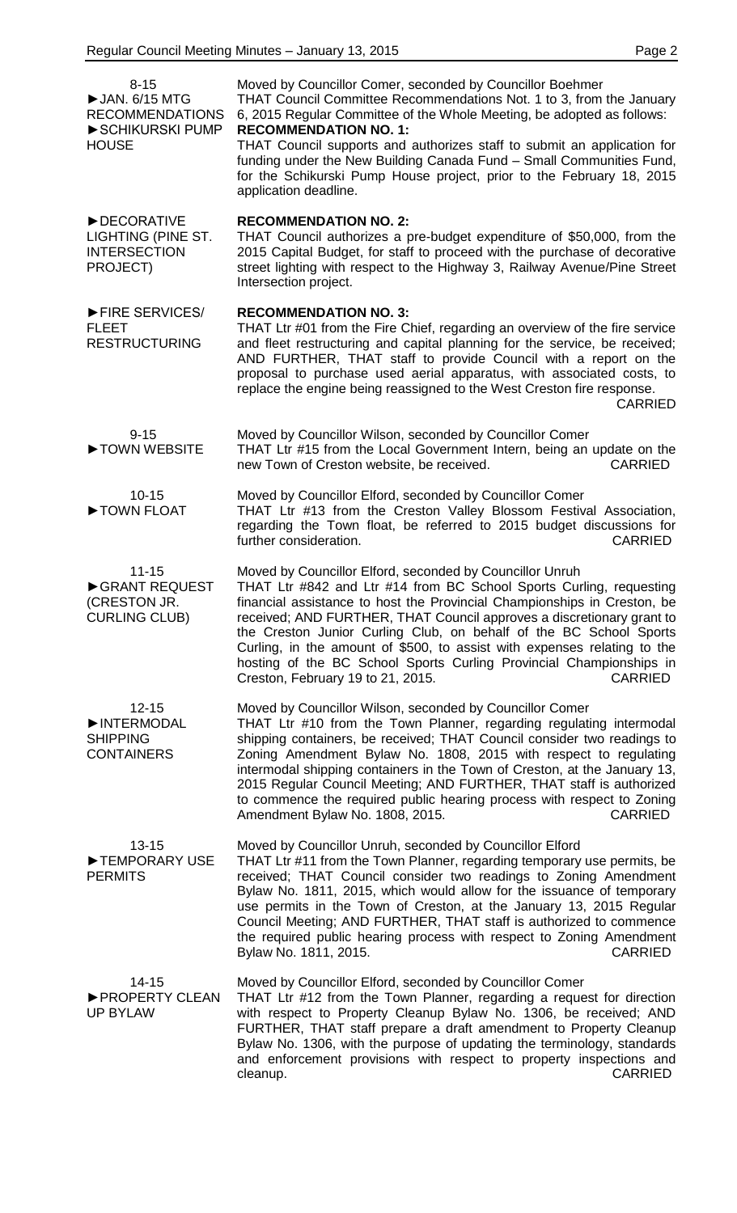**8-15**
**►JAN. 6/15 MTG RECOMMENDATIONS**
**►SCHIKURSKI PUMP HOUSE**

Moved by Councillor Comer, seconded by Councillor Boehmer
THAT Council Committee Recommendations Not. 1 to 3, from the January 6, 2015 Regular Committee of the Whole Meeting, be adopted as follows:

**RECOMMENDATION NO. 1:**
THAT Council supports and authorizes staff to submit an application for funding under the New Building Canada Fund – Small Communities Fund, for the Schikurski Pump House project, prior to the February 18, 2015 application deadline.

**►DECORATIVE LIGHTING (PINE ST. INTERSECTION PROJECT)**

**RECOMMENDATION NO. 2:**
THAT Council authorizes a pre-budget expenditure of $50,000, from the 2015 Capital Budget, for staff to proceed with the purchase of decorative street lighting with respect to the Highway 3, Railway Avenue/Pine Street Intersection project.

**►FIRE SERVICES/ FLEET RESTRUCTURING**

**RECOMMENDATION NO. 3:**
THAT Ltr #01 from the Fire Chief, regarding an overview of the fire service and fleet restructuring and capital planning for the service, be received; AND FURTHER, THAT staff to provide Council with a report on the proposal to purchase used aerial apparatus, with associated costs, to replace the engine being reassigned to the West Creston fire response.
CARRIED

**9-15**
**►TOWN WEBSITE**

Moved by Councillor Wilson, seconded by Councillor Comer
THAT Ltr #15 from the Local Government Intern, being an update on the new Town of Creston website, be received. CARRIED

**10-15**
**►TOWN FLOAT**

Moved by Councillor Elford, seconded by Councillor Comer
THAT Ltr #13 from the Creston Valley Blossom Festival Association, regarding the Town float, be referred to 2015 budget discussions for further consideration. CARRIED

**11-15**
**►GRANT REQUEST (CRESTON JR. CURLING CLUB)**

Moved by Councillor Elford, seconded by Councillor Unruh
THAT Ltr #842 and Ltr #14 from BC School Sports Curling, requesting financial assistance to host the Provincial Championships in Creston, be received; AND FURTHER, THAT Council approves a discretionary grant to the Creston Junior Curling Club, on behalf of the BC School Sports Curling, in the amount of $500, to assist with expenses relating to the hosting of the BC School Sports Curling Provincial Championships in Creston, February 19 to 21, 2015. CARRIED

**12-15**
**►INTERMODAL SHIPPING CONTAINERS**

Moved by Councillor Wilson, seconded by Councillor Comer
THAT Ltr #10 from the Town Planner, regarding regulating intermodal shipping containers, be received; THAT Council consider two readings to Zoning Amendment Bylaw No. 1808, 2015 with respect to regulating intermodal shipping containers in the Town of Creston, at the January 13, 2015 Regular Council Meeting; AND FURTHER, THAT staff is authorized to commence the required public hearing process with respect to Zoning Amendment Bylaw No. 1808, 2015. CARRIED

**13-15**
**►TEMPORARY USE PERMITS**

Moved by Councillor Unruh, seconded by Councillor Elford
THAT Ltr #11 from the Town Planner, regarding temporary use permits, be received; THAT Council consider two readings to Zoning Amendment Bylaw No. 1811, 2015, which would allow for the issuance of temporary use permits in the Town of Creston, at the January 13, 2015 Regular Council Meeting; AND FURTHER, THAT staff is authorized to commence the required public hearing process with respect to Zoning Amendment Bylaw No. 1811, 2015. CARRIED

**14-15**
**►PROPERTY CLEAN UP BYLAW**

Moved by Councillor Elford, seconded by Councillor Comer
THAT Ltr #12 from the Town Planner, regarding a request for direction with respect to Property Cleanup Bylaw No. 1306, be received; AND FURTHER, THAT staff prepare a draft amendment to Property Cleanup Bylaw No. 1306, with the purpose of updating the terminology, standards and enforcement provisions with respect to property inspections and cleanup. CARRIED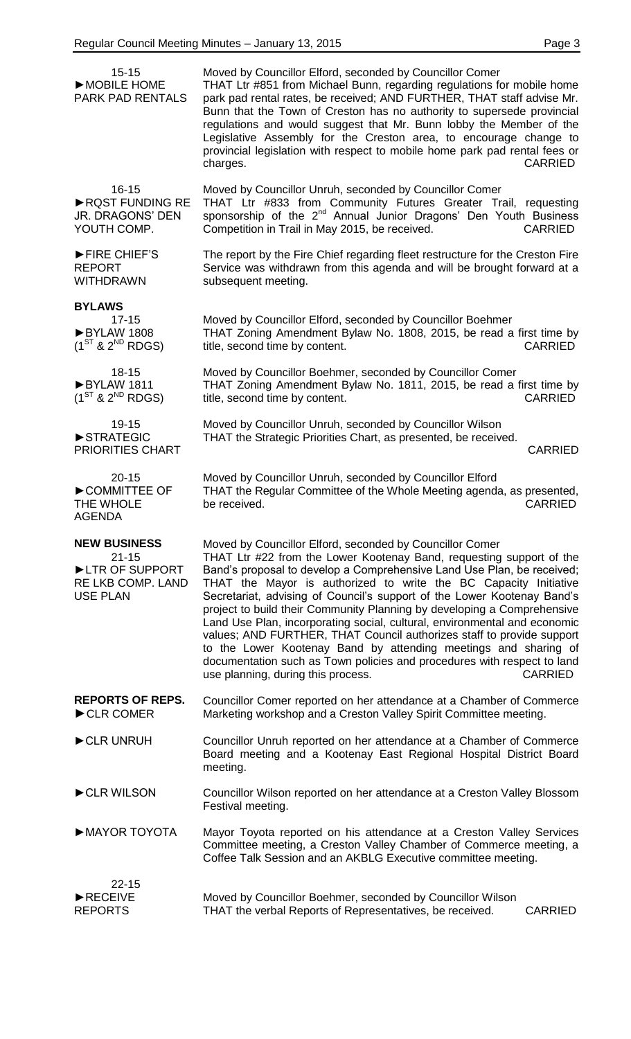**15-15**
**►MOBILE HOME PARK PAD RENTALS**

Moved by Councillor Elford, seconded by Councillor Comer
THAT Ltr #851 from Michael Bunn, regarding regulations for mobile home park pad rental rates, be received; AND FURTHER, THAT staff advise Mr. Bunn that the Town of Creston has no authority to supersede provincial regulations and would suggest that Mr. Bunn lobby the Member of the Legislative Assembly for the Creston area, to encourage change to provincial legislation with respect to mobile home park pad rental fees or charges. CARRIED

**16-15**
**►RQST FUNDING RE JR. DRAGONS' DEN YOUTH COMP.**

Moved by Councillor Unruh, seconded by Councillor Comer
THAT Ltr #833 from Community Futures Greater Trail, requesting sponsorship of the 2nd Annual Junior Dragons' Den Youth Business Competition in Trail in May 2015, be received. CARRIED

**►FIRE CHIEF'S REPORT WITHDRAWN**

The report by the Fire Chief regarding fleet restructure for the Creston Fire Service was withdrawn from this agenda and will be brought forward at a subsequent meeting.

## BYLAWS

**17-15**
**►BYLAW 1808 (1ST & 2ND RDGS)**

Moved by Councillor Elford, seconded by Councillor Boehmer
THAT Zoning Amendment Bylaw No. 1808, 2015, be read a first time by title, second time by content. CARRIED

**18-15**
**►BYLAW 1811 (1ST & 2ND RDGS)**

Moved by Councillor Boehmer, seconded by Councillor Comer
THAT Zoning Amendment Bylaw No. 1811, 2015, be read a first time by title, second time by content. CARRIED

**19-15**
**►STRATEGIC PRIORITIES CHART**

Moved by Councillor Unruh, seconded by Councillor Wilson
THAT the Strategic Priorities Chart, as presented, be received. CARRIED

**20-15**
**►COMMITTEE OF THE WHOLE AGENDA**

Moved by Councillor Unruh, seconded by Councillor Elford
THAT the Regular Committee of the Whole Meeting agenda, as presented, be received. CARRIED

## NEW BUSINESS

**21-15**
**►LTR OF SUPPORT RE LKB COMP. LAND USE PLAN**

Moved by Councillor Elford, seconded by Councillor Comer
THAT Ltr #22 from the Lower Kootenay Band, requesting support of the Band's proposal to develop a Comprehensive Land Use Plan, be received; THAT the Mayor is authorized to write the BC Capacity Initiative Secretariat, advising of Council's support of the Lower Kootenay Band's project to build their Community Planning by developing a Comprehensive Land Use Plan, incorporating social, cultural, environmental and economic values; AND FURTHER, THAT Council authorizes staff to provide support to the Lower Kootenay Band by attending meetings and sharing of documentation such as Town policies and procedures with respect to land use planning, during this process. CARRIED

## REPORTS OF REPS.

**►CLR COMER**

Councillor Comer reported on her attendance at a Chamber of Commerce Marketing workshop and a Creston Valley Spirit Committee meeting.

**►CLR UNRUH**

Councillor Unruh reported on her attendance at a Chamber of Commerce Board meeting and a Kootenay East Regional Hospital District Board meeting.

**►CLR WILSON**

Councillor Wilson reported on her attendance at a Creston Valley Blossom Festival meeting.

**►MAYOR TOYOTA**

Mayor Toyota reported on his attendance at a Creston Valley Services Committee meeting, a Creston Valley Chamber of Commerce meeting, a Coffee Talk Session and an AKBLG Executive committee meeting.

**22-15**
**►RECEIVE REPORTS**

Moved by Councillor Boehmer, seconded by Councillor Wilson
THAT the verbal Reports of Representatives, be received. CARRIED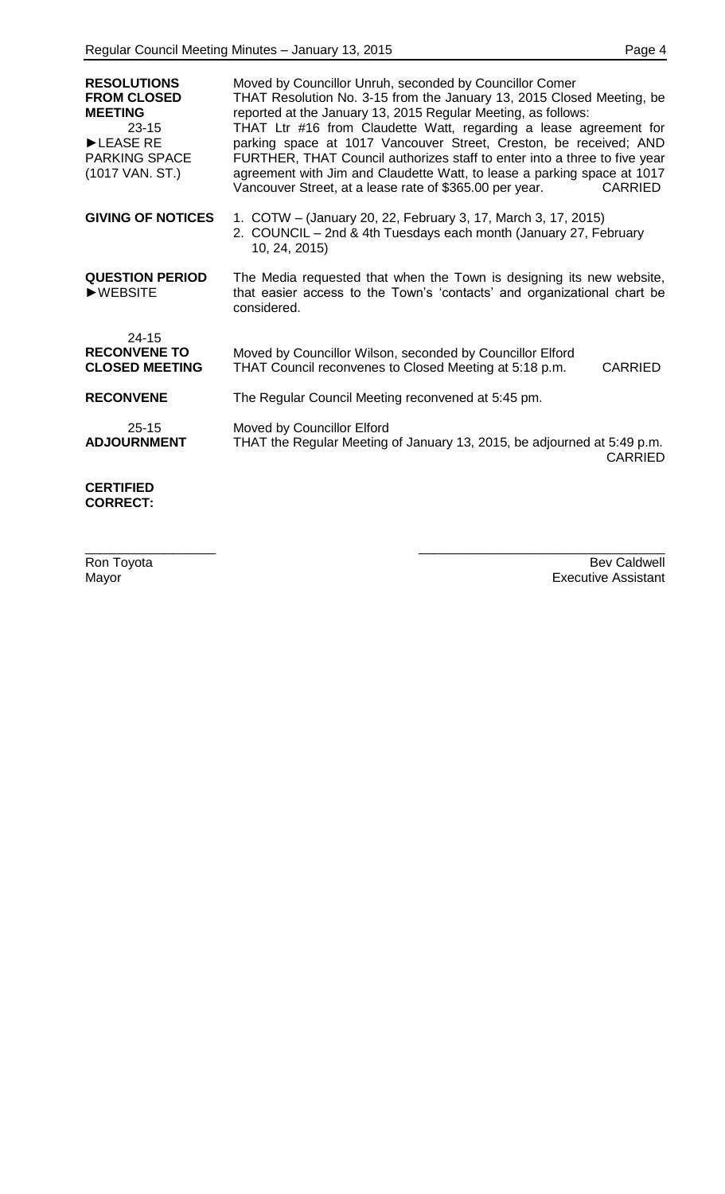**RESOLUTIONS FROM CLOSED MEETING**
23-15
►LEASE RE PARKING SPACE (1017 VAN. ST.)

Moved by Councillor Unruh, seconded by Councillor Comer
THAT Resolution No. 3-15 from the January 13, 2015 Closed Meeting, be reported at the January 13, 2015 Regular Meeting, as follows:
THAT Ltr #16 from Claudette Watt, regarding a lease agreement for parking space at 1017 Vancouver Street, Creston, be received; AND FURTHER, THAT Council authorizes staff to enter into a three to five year agreement with Jim and Claudette Watt, to lease a parking space at 1017 Vancouver Street, at a lease rate of $365.00 per year. CARRIED

**GIVING OF NOTICES**

1. COTW – (January 20, 22, February 3, 17, March 3, 17, 2015)
2. COUNCIL – 2nd & 4th Tuesdays each month (January 27, February 10, 24, 2015)

**QUESTION PERIOD**
►WEBSITE

The Media requested that when the Town is designing its new website, that easier access to the Town's 'contacts' and organizational chart be considered.

24-15
**RECONVENE TO CLOSED MEETING**

Moved by Councillor Wilson, seconded by Councillor Elford
THAT Council reconvenes to Closed Meeting at 5:18 p.m. CARRIED

**RECONVENE**

The Regular Council Meeting reconvened at 5:45 pm.

25-15
**ADJOURNMENT**

Moved by Councillor Elford
THAT the Regular Meeting of January 13, 2015, be adjourned at 5:49 p.m. CARRIED

**CERTIFIED CORRECT:**

\_\_\_\_\_\_\_\_\_\_\_\_\_\_\_\_\_\_
Ron Toyota
Mayor

\_\_\_\_\_\_\_\_\_\_\_\_\_\_\_\_\_\_
Bev Caldwell
Executive Assistant